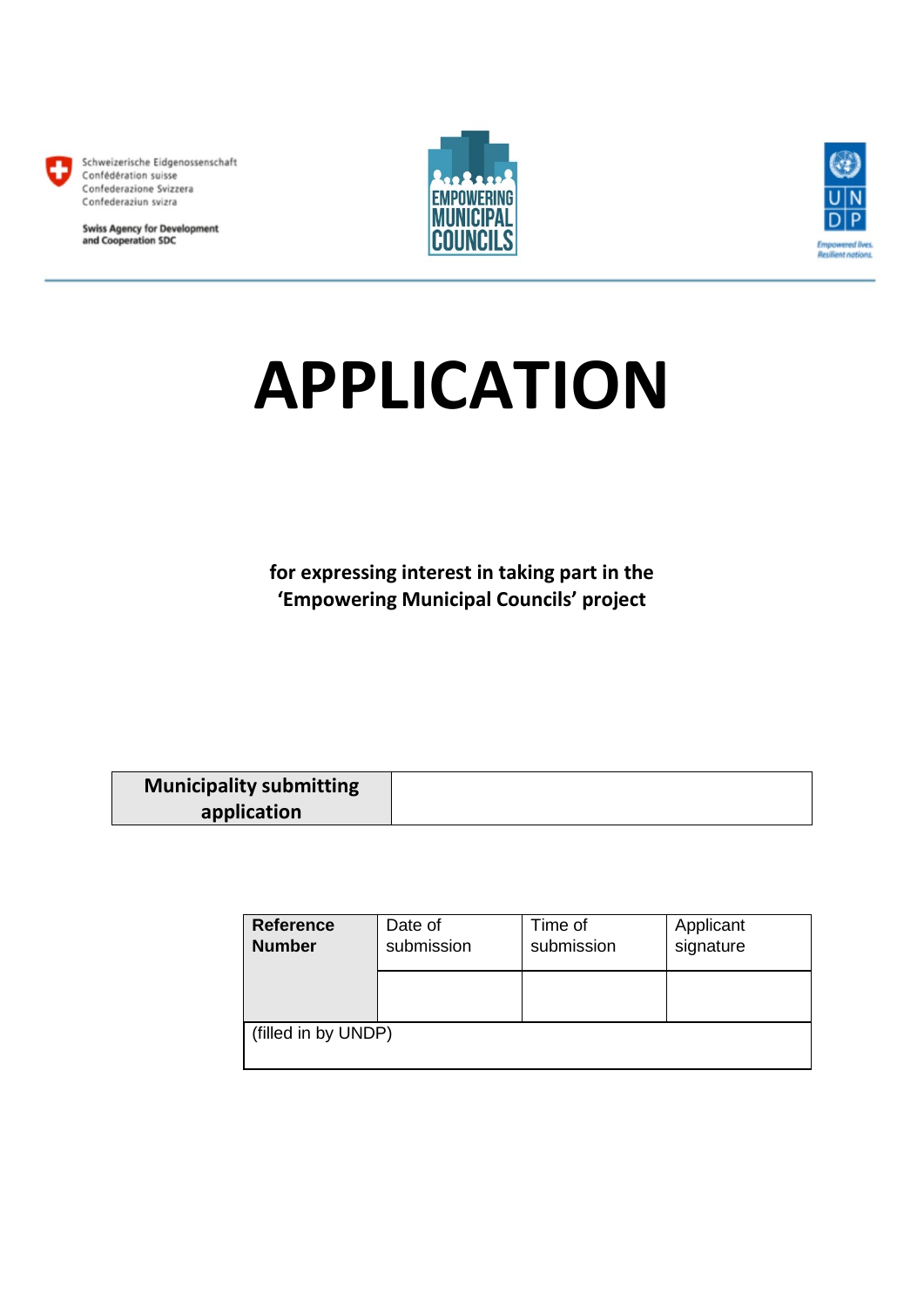Schweizerische Eidgenossenschaft
Confédération suisse
Confederazione Svizzera
Confederaziun svizra

**Swiss Agency for Development and Cooperation SDC**

EMPOWERING MUNICIPAL COUNCILS

UNDP
*Empowered lives. Resilient nations.*

# APPLICATION

**for expressing interest in taking part in the 'Empowering Municipal Councils' project**

| **Municipality submitting application** | |
|---|---|

| **Reference Number** | Date of submission | Time of submission | Applicant signature |
|---|---|---|---|
| | | | |
| (filled in by UNDP) | | | |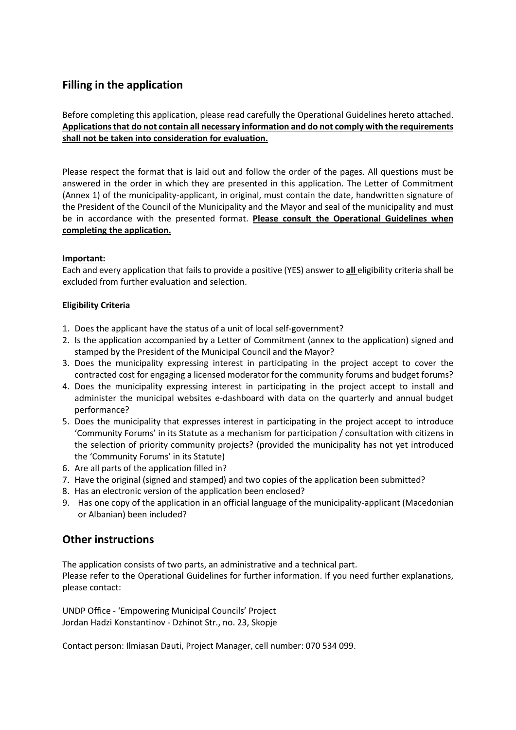## Filling in the application

Before completing this application, please read carefully the Operational Guidelines hereto attached. **Applications that do not contain all necessary information and do not comply with the requirements shall not be taken into consideration for evaluation.**

Please respect the format that is laid out and follow the order of the pages. All questions must be answered in the order in which they are presented in this application. The Letter of Commitment (Annex 1) of the municipality-applicant, in original, must contain the date, handwritten signature of the President of the Council of the Municipality and the Mayor and seal of the municipality and must be in accordance with the presented format. **Please consult the Operational Guidelines when completing the application.**

**Important:**

Each and every application that fails to provide a positive (YES) answer to **all** eligibility criteria shall be excluded from further evaluation and selection.

**Eligibility Criteria**

1. Does the applicant have the status of a unit of local self-government?
2. Is the application accompanied by a Letter of Commitment (annex to the application) signed and stamped by the President of the Municipal Council and the Mayor?
3. Does the municipality expressing interest in participating in the project accept to cover the contracted cost for engaging a licensed moderator for the community forums and budget forums?
4. Does the municipality expressing interest in participating in the project accept to install and administer the municipal websites e-dashboard with data on the quarterly and annual budget performance?
5. Does the municipality that expresses interest in participating in the project accept to introduce 'Community Forums' in its Statute as a mechanism for participation / consultation with citizens in the selection of priority community projects? (provided the municipality has not yet introduced the 'Community Forums' in its Statute)
6. Are all parts of the application filled in?
7. Have the original (signed and stamped) and two copies of the application been submitted?
8. Has an electronic version of the application been enclosed?
9. Has one copy of the application in an official language of the municipality-applicant (Macedonian or Albanian) been included?

## Other instructions

The application consists of two parts, an administrative and a technical part.
Please refer to the Operational Guidelines for further information. If you need further explanations, please contact:

UNDP Office - 'Empowering Municipal Councils' Project
Jordan Hadzi Konstantinov - Dzhinot Str., no. 23, Skopje

Contact person: Ilmiasan Dauti, Project Manager, cell number: 070 534 099.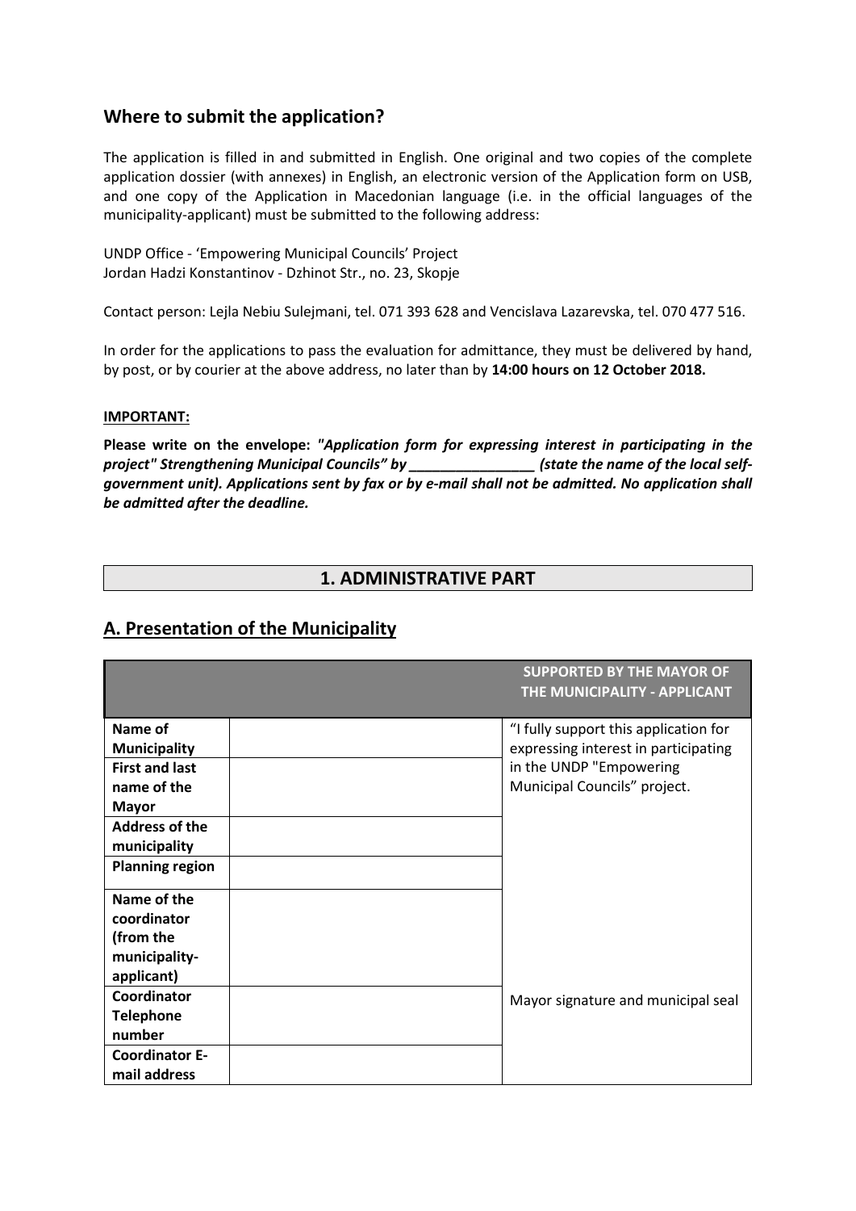## Where to submit the application?

The application is filled in and submitted in English. One original and two copies of the complete application dossier (with annexes) in English, an electronic version of the Application form on USB, and one copy of the Application in Macedonian language (i.e. in the official languages of the municipality-applicant) must be submitted to the following address:

UNDP Office - 'Empowering Municipal Councils' Project
Jordan Hadzi Konstantinov - Dzhinot Str., no. 23, Skopje

Contact person: Lejla Nebiu Sulejmani, tel. 071 393 628 and Vencislava Lazarevska, tel. 070 477 516.

In order for the applications to pass the evaluation for admittance, they must be delivered by hand, by post, or by courier at the above address, no later than by **14:00 hours on 12 October 2018.**

**IMPORTANT:**

***Please write on the envelope: "Application form for expressing interest in participating in the project" Strengthening Municipal Councils" by ________________ (state the name of the local self-government unit). Applications sent by fax or by e-mail shall not be admitted. No application shall be admitted after the deadline.***

# 1. ADMINISTRATIVE PART

## A. Presentation of the Municipality

| | | **SUPPORTED BY THE MAYOR OF THE MUNICIPALITY - APPLICANT** |
|---|---|---|
| **Name of Municipality** | | "I fully support this application for expressing interest in participating in the UNDP "Empowering Municipal Councils" project. |
| **First and last name of the Mayor** | | |
| **Address of the municipality** | | |
| **Planning region** | | |
| **Name of the coordinator (from the municipality-applicant)** | | |
| **Coordinator Telephone number** | | Mayor signature and municipal seal |
| **Coordinator E-mail address** | | |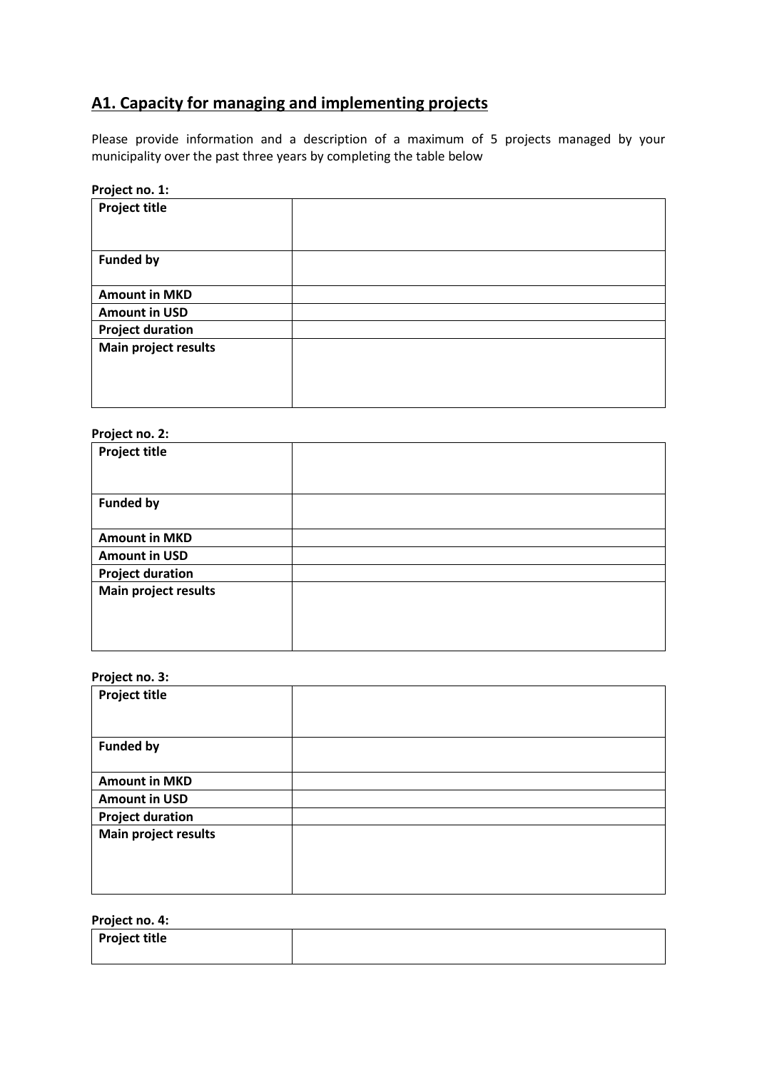## A1. Capacity for managing and implementing projects

Please provide information and a description of a maximum of 5 projects managed by your municipality over the past three years by completing the table below

**Project no. 1:**

| **Project title** | |
|---|---|
| **Funded by** | |
| **Amount in MKD** | |
| **Amount in USD** | |
| **Project duration** | |
| **Main project results** | |

**Project no. 2:**

| **Project title** | |
|---|---|
| **Funded by** | |
| **Amount in MKD** | |
| **Amount in USD** | |
| **Project duration** | |
| **Main project results** | |

**Project no. 3:**

| **Project title** | |
|---|---|
| **Funded by** | |
| **Amount in MKD** | |
| **Amount in USD** | |
| **Project duration** | |
| **Main project results** | |

**Project no. 4:**

| **Project title** | |
|---|---|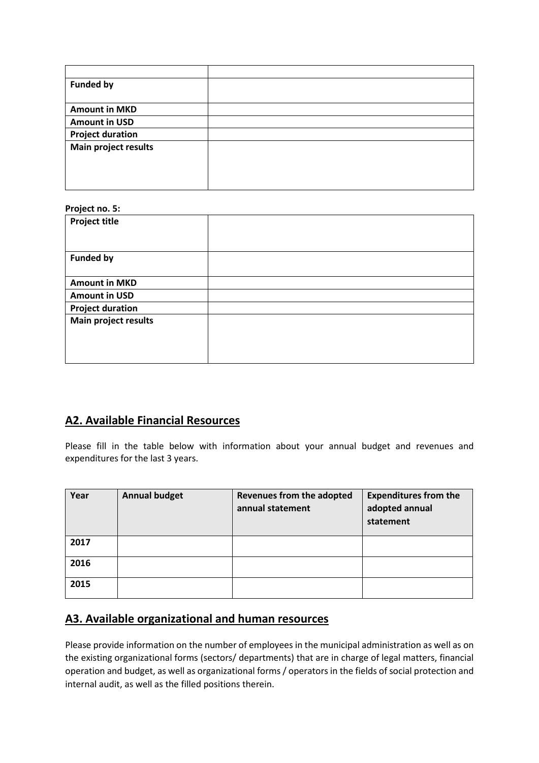| | |
|---|---|
| **Funded by** | |
| **Amount in MKD** | |
| **Amount in USD** | |
| **Project duration** | |
| **Main project results** | |

**Project no. 5:**

| **Project title** | |
|---|---|
| **Funded by** | |
| **Amount in MKD** | |
| **Amount in USD** | |
| **Project duration** | |
| **Main project results** | |

## A2. Available Financial Resources

Please fill in the table below with information about your annual budget and revenues and expenditures for the last 3 years.

| Year | Annual budget | Revenues from the adopted annual statement | Expenditures from the adopted annual statement |
|---|---|---|---|
| **2017** | | | |
| **2016** | | | |
| **2015** | | | |

## A3. Available organizational and human resources

Please provide information on the number of employees in the municipal administration as well as on the existing organizational forms (sectors/ departments) that are in charge of legal matters, financial operation and budget, as well as organizational forms / operators in the fields of social protection and internal audit, as well as the filled positions therein.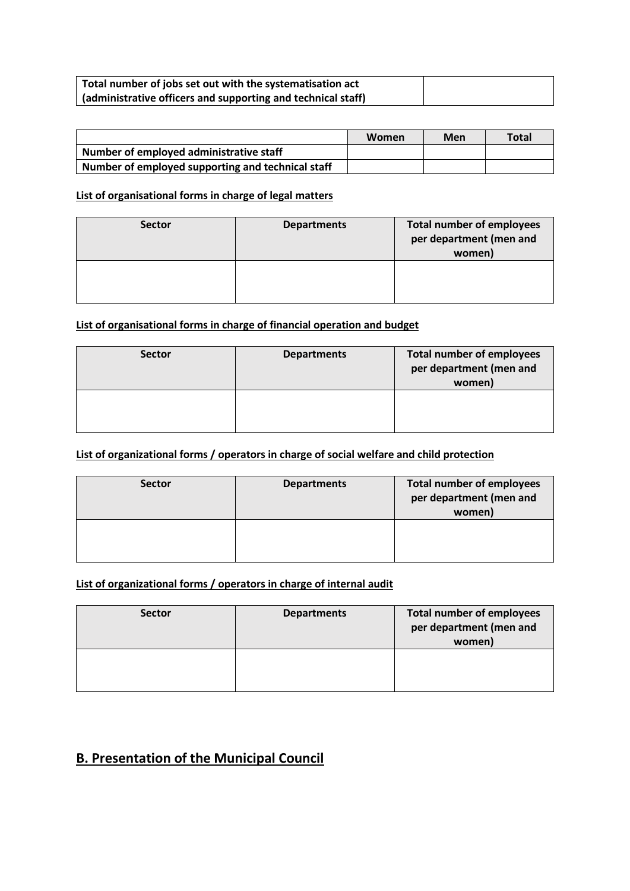| Total number of jobs set out with the systematisation act (administrative officers and supporting and technical staff) | |
|---|---|

| | Women | Men | Total |
|---|---|---|---|
| Number of employed administrative staff | | | |
| Number of employed supporting and technical staff | | | |

**List of organisational forms in charge of legal matters**

| Sector | Departments | Total number of employees per department (men and women) |
|---|---|---|
| | | |

**List of organisational forms in charge of financial operation and budget**

| Sector | Departments | Total number of employees per department (men and women) |
|---|---|---|
| | | |

**List of organizational forms / operators in charge of social welfare and child protection**

| Sector | Departments | Total number of employees per department (men and women) |
|---|---|---|
| | | |

**List of organizational forms / operators in charge of internal audit**

| Sector | Departments | Total number of employees per department (men and women) |
|---|---|---|
| | | |

## B. Presentation of the Municipal Council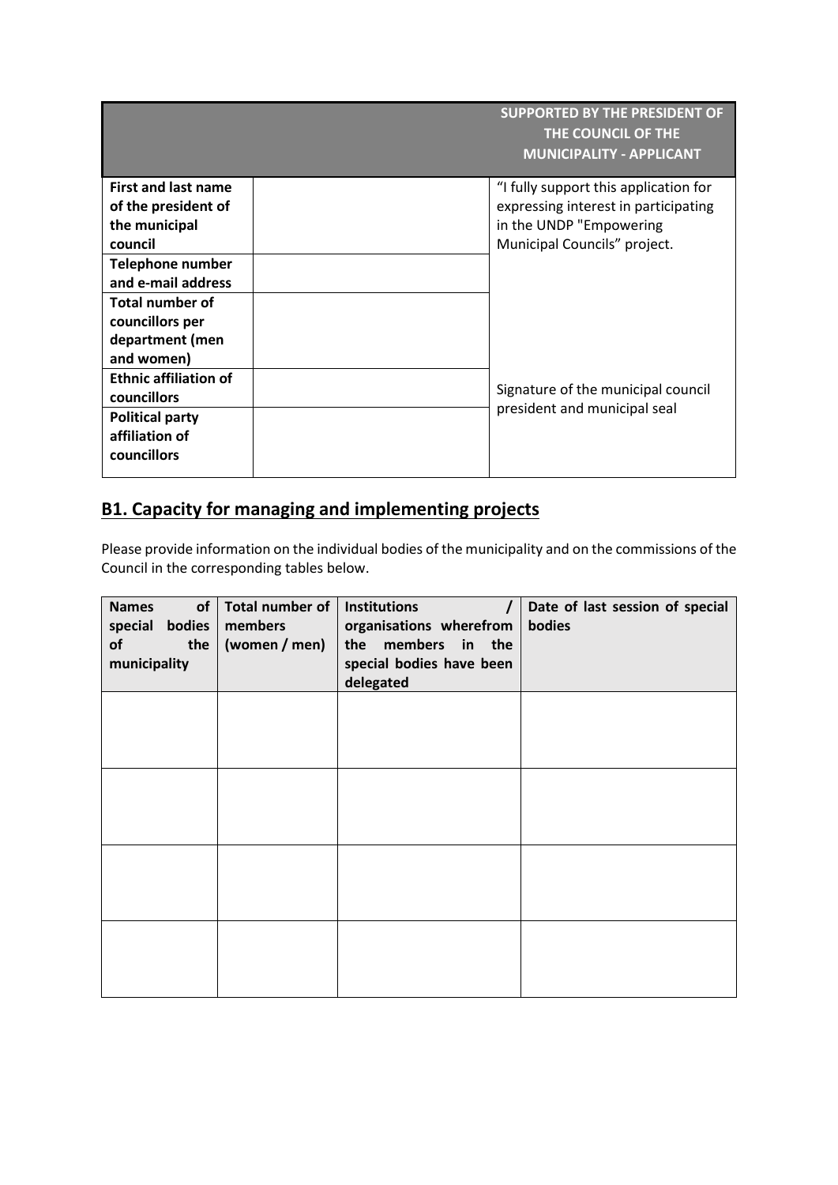| | | **SUPPORTED BY THE PRESIDENT OF THE COUNCIL OF THE MUNICIPALITY - APPLICANT** |
|---|---|---|
| **First and last name of the president of the municipal council** | | "I fully support this application for expressing interest in participating in the UNDP "Empowering Municipal Councils" project. |
| **Telephone number and e-mail address** | | |
| **Total number of councillors per department (men and women)** | | |
| **Ethnic affiliation of councillors** | | Signature of the municipal council president and municipal seal |
| **Political party affiliation of councillors** | | |

## B1. Capacity for managing and implementing projects

Please provide information on the individual bodies of the municipality and on the commissions of the Council in the corresponding tables below.

| Names of special bodies of the municipality | Total number of members (women / men) | Institutions / organisations wherefrom the members in the special bodies have been delegated | Date of last session of special bodies |
|---|---|---|---|
| | | | |
| | | | |
| | | | |
| | | | |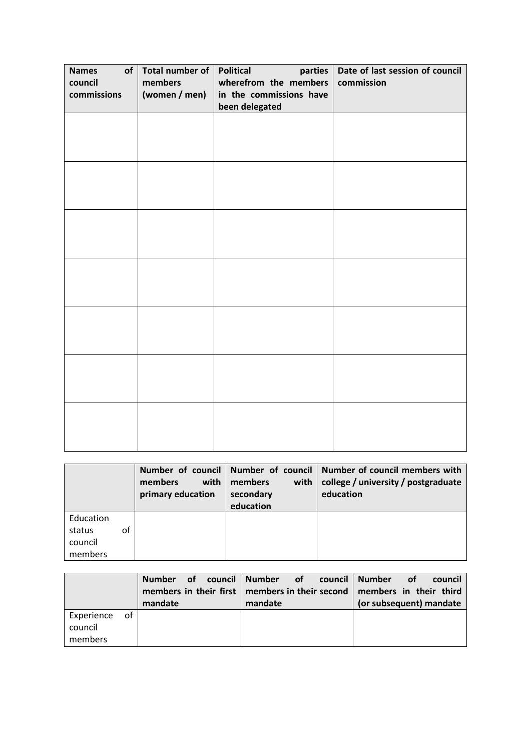| **Names of council commissions** | **Total number of members (women / men)** | **Political parties wherefrom the members in the commissions have been delegated** | **Date of last session of council commission** |
|---|---|---|---|
| | | | |
| | | | |
| | | | |
| | | | |
| | | | |
| | | | |
| | | | |

| | **Number of council members with primary education** | **Number of council members with secondary education** | **Number of council members with college / university / postgraduate education** |
|---|---|---|---|
| Education status of council members | | | |

| | **Number of council members in their first mandate** | **Number of council members in their second mandate** | **Number of council members in their third (or subsequent) mandate** |
|---|---|---|---|
| Experience of council members | | | |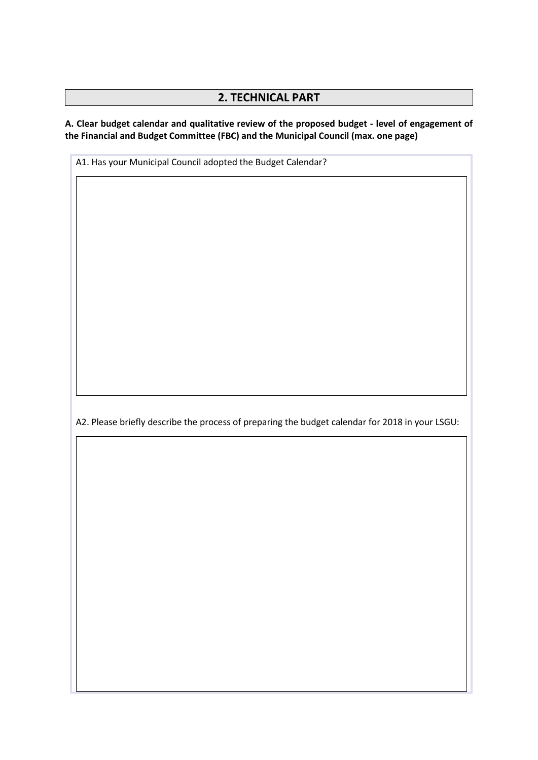## 2. TECHNICAL PART

**A. Clear budget calendar and qualitative review of the proposed budget - level of engagement of the Financial and Budget Committee (FBC) and the Municipal Council (max. one page)**

A1. Has your Municipal Council adopted the Budget Calendar?

A2. Please briefly describe the process of preparing the budget calendar for 2018 in your LSGU: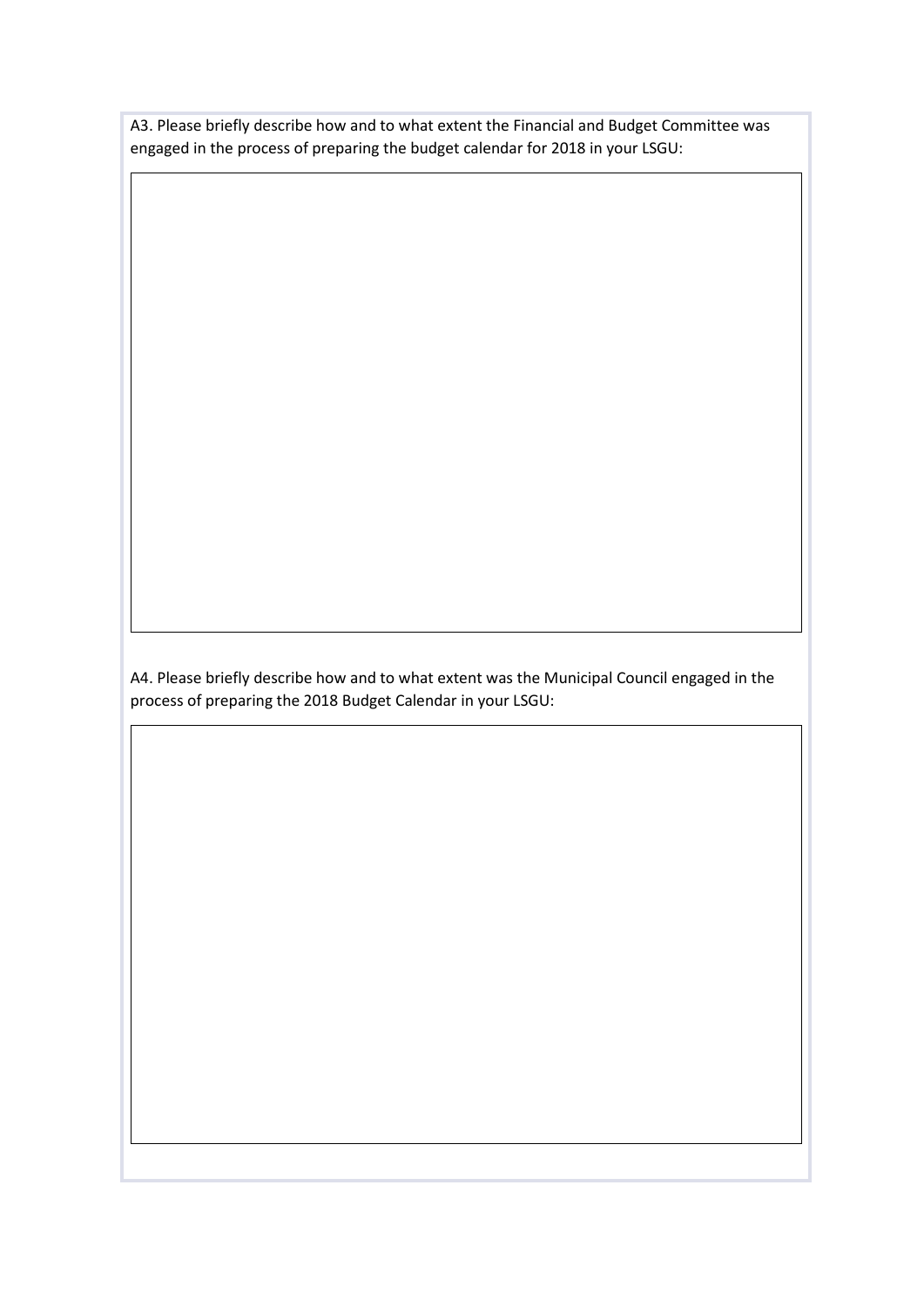A3. Please briefly describe how and to what extent the Financial and Budget Committee was engaged in the process of preparing the budget calendar for 2018 in your LSGU:

A4. Please briefly describe how and to what extent was the Municipal Council engaged in the process of preparing the 2018 Budget Calendar in your LSGU: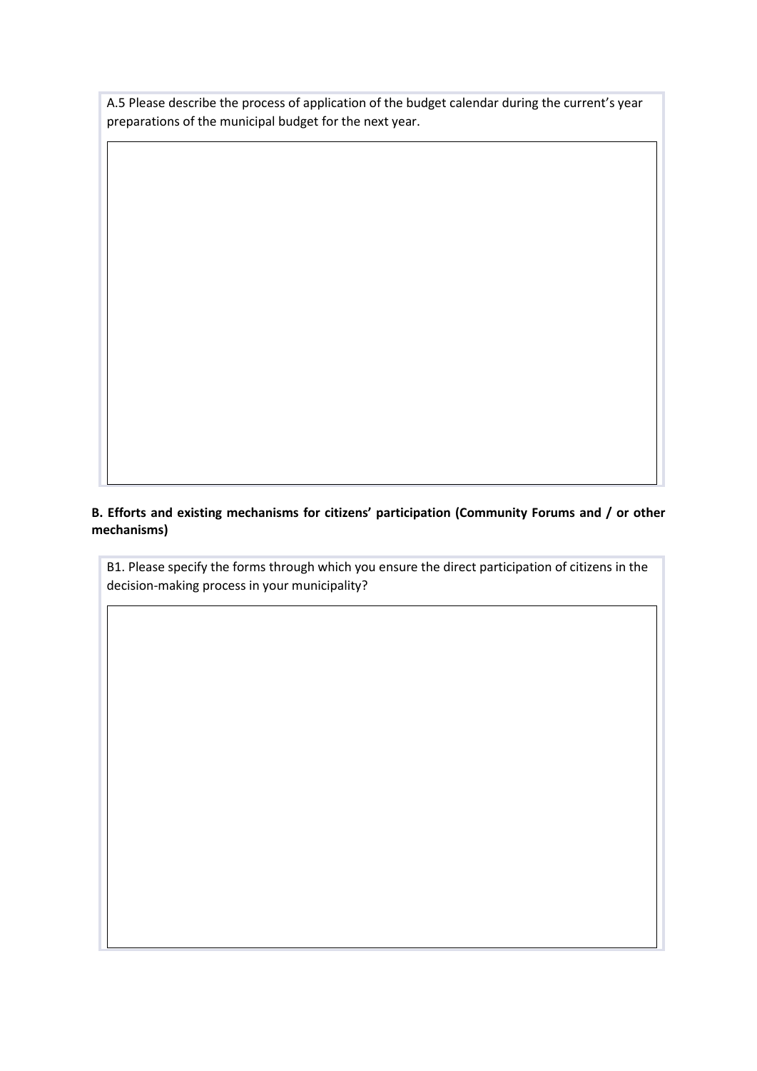A.5 Please describe the process of application of the budget calendar during the current's year preparations of the municipal budget for the next year.

**B. Efforts and existing mechanisms for citizens' participation (Community Forums and / or other mechanisms)**

B1. Please specify the forms through which you ensure the direct participation of citizens in the decision-making process in your municipality?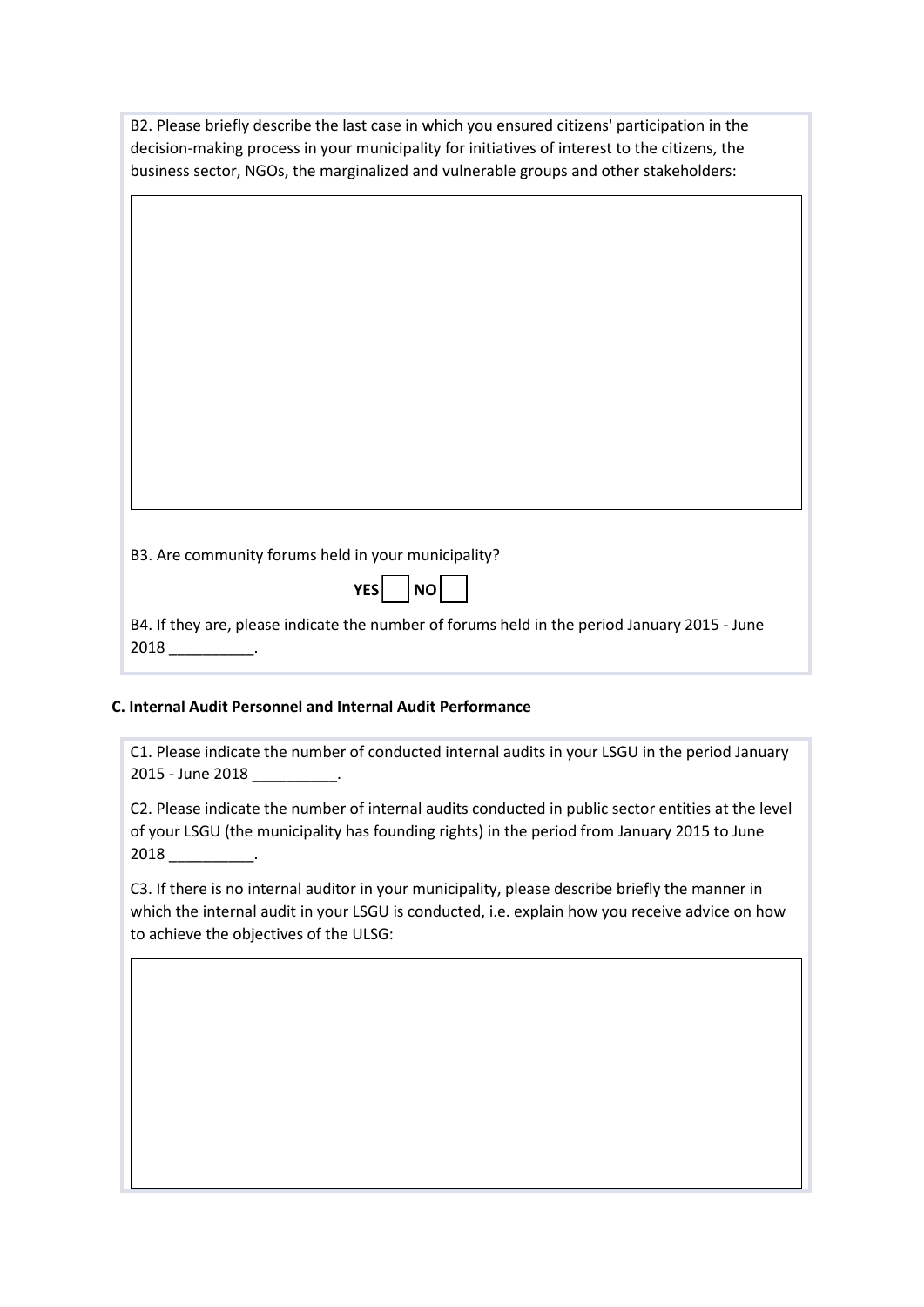B2. Please briefly describe the last case in which you ensured citizens' participation in the decision-making process in your municipality for initiatives of interest to the citizens, the business sector, NGOs, the marginalized and vulnerable groups and other stakeholders:

B3. Are community forums held in your municipality?

**YES** ☐ **NO** ☐

B4. If they are, please indicate the number of forums held in the period January 2015 - June 2018 __________.

**C. Internal Audit Personnel and Internal Audit Performance**

C1. Please indicate the number of conducted internal audits in your LSGU in the period January 2015 - June 2018 __________.

C2. Please indicate the number of internal audits conducted in public sector entities at the level of your LSGU (the municipality has founding rights) in the period from January 2015 to June 2018 __________.

C3. If there is no internal auditor in your municipality, please describe briefly the manner in which the internal audit in your LSGU is conducted, i.e. explain how you receive advice on how to achieve the objectives of the ULSG: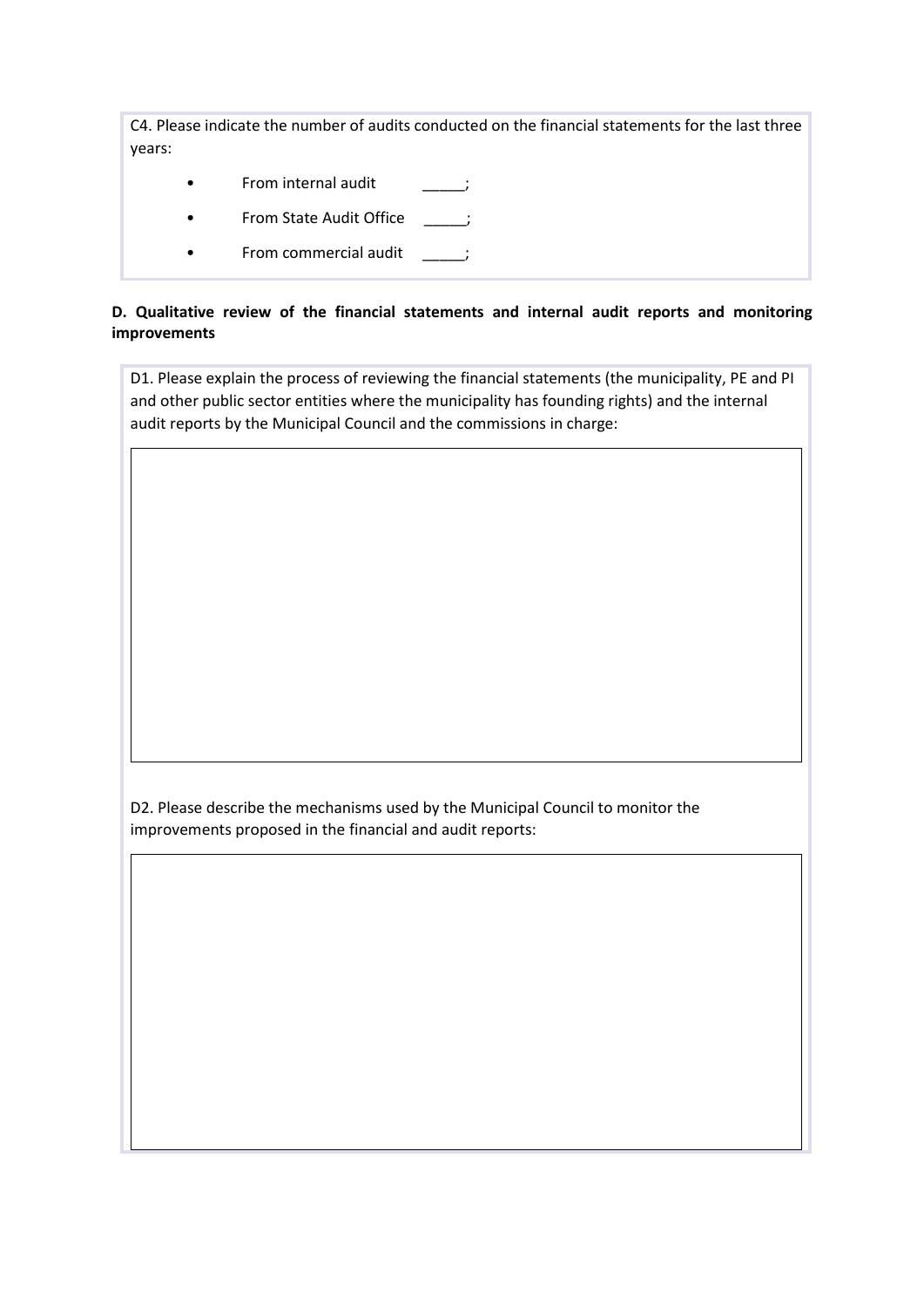C4. Please indicate the number of audits conducted on the financial statements for the last three years:

- From internal audit _____;
- From State Audit Office _____;
- From commercial audit _____;

**D. Qualitative review of the financial statements and internal audit reports and monitoring improvements**

D1. Please explain the process of reviewing the financial statements (the municipality, PE and PI and other public sector entities where the municipality has founding rights) and the internal audit reports by the Municipal Council and the commissions in charge:

D2. Please describe the mechanisms used by the Municipal Council to monitor the improvements proposed in the financial and audit reports: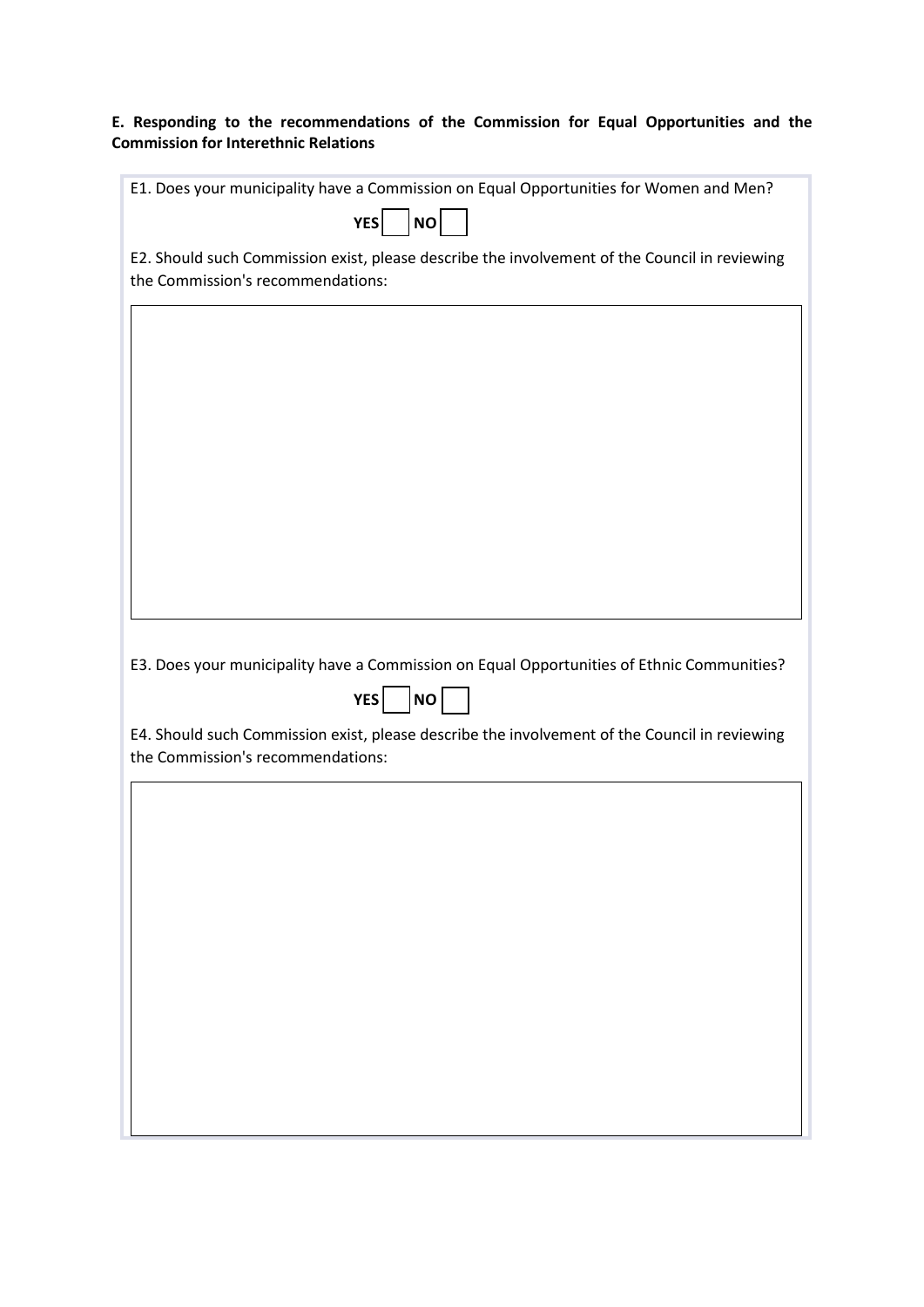**E. Responding to the recommendations of the Commission for Equal Opportunities and the Commission for Interethnic Relations**

E1. Does your municipality have a Commission on Equal Opportunities for Women and Men?

**YES** ☐ **NO** ☐

E2. Should such Commission exist, please describe the involvement of the Council in reviewing the Commission's recommendations:

E3. Does your municipality have a Commission on Equal Opportunities of Ethnic Communities?

**YES** ☐ **NO** ☐

E4. Should such Commission exist, please describe the involvement of the Council in reviewing the Commission's recommendations: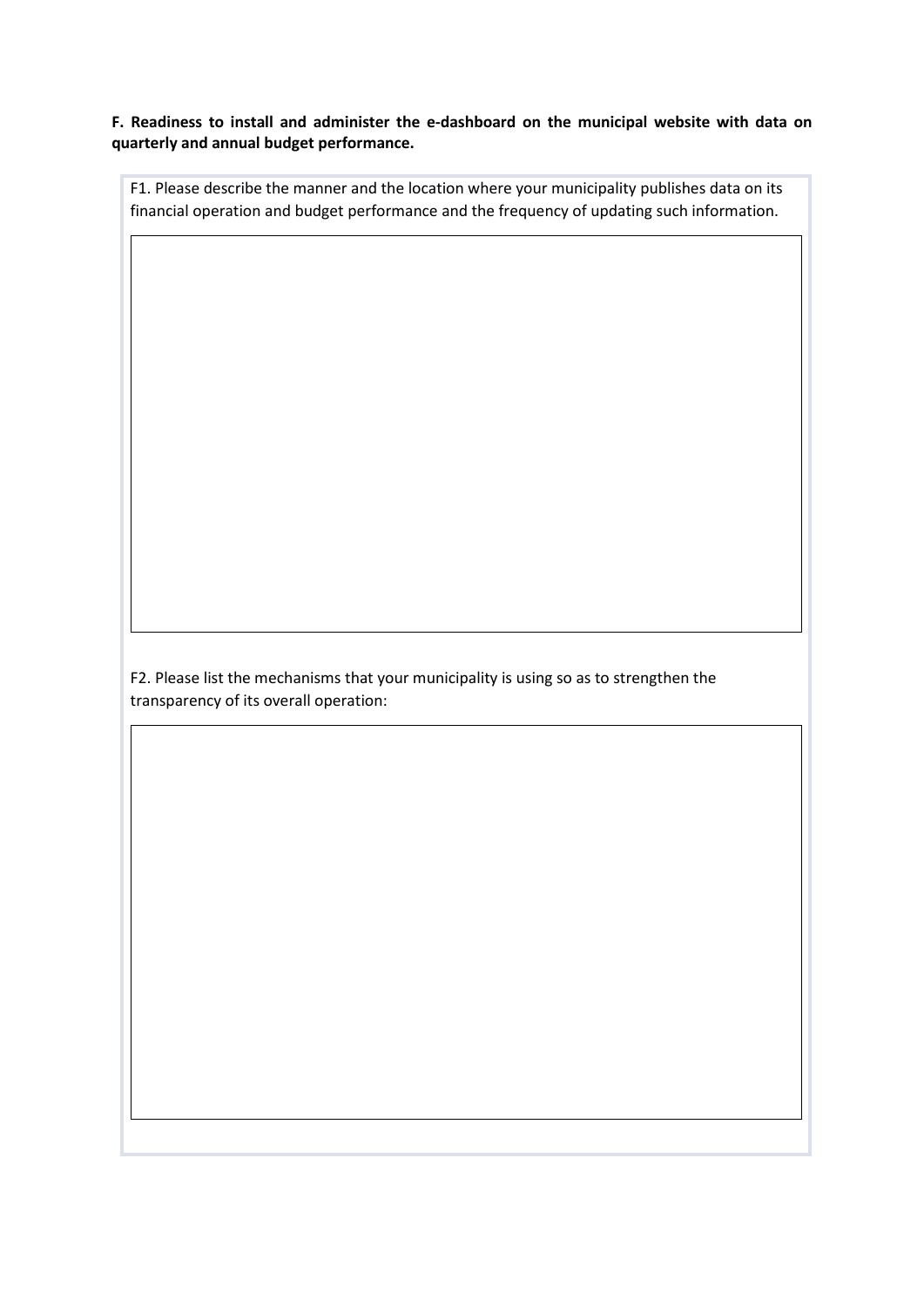**F. Readiness to install and administer the e-dashboard on the municipal website with data on quarterly and annual budget performance.**

F1. Please describe the manner and the location where your municipality publishes data on its financial operation and budget performance and the frequency of updating such information.

F2. Please list the mechanisms that your municipality is using so as to strengthen the transparency of its overall operation: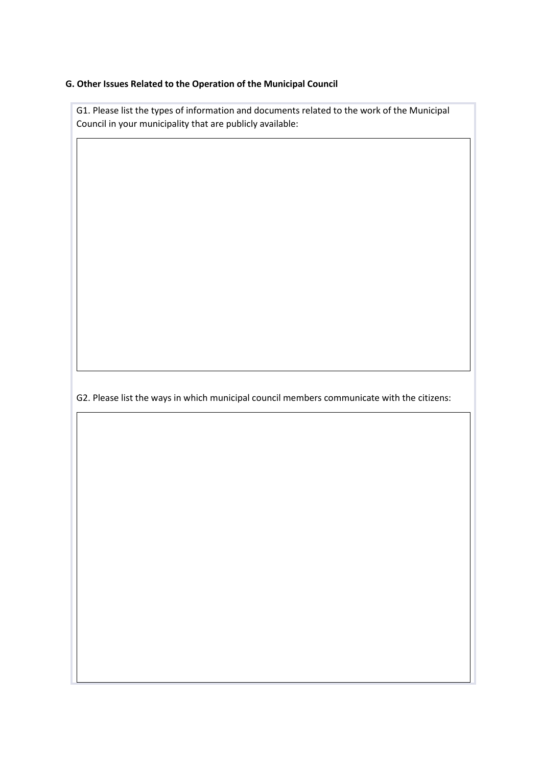**G. Other Issues Related to the Operation of the Municipal Council**

G1. Please list the types of information and documents related to the work of the Municipal Council in your municipality that are publicly available:

G2. Please list the ways in which municipal council members communicate with the citizens: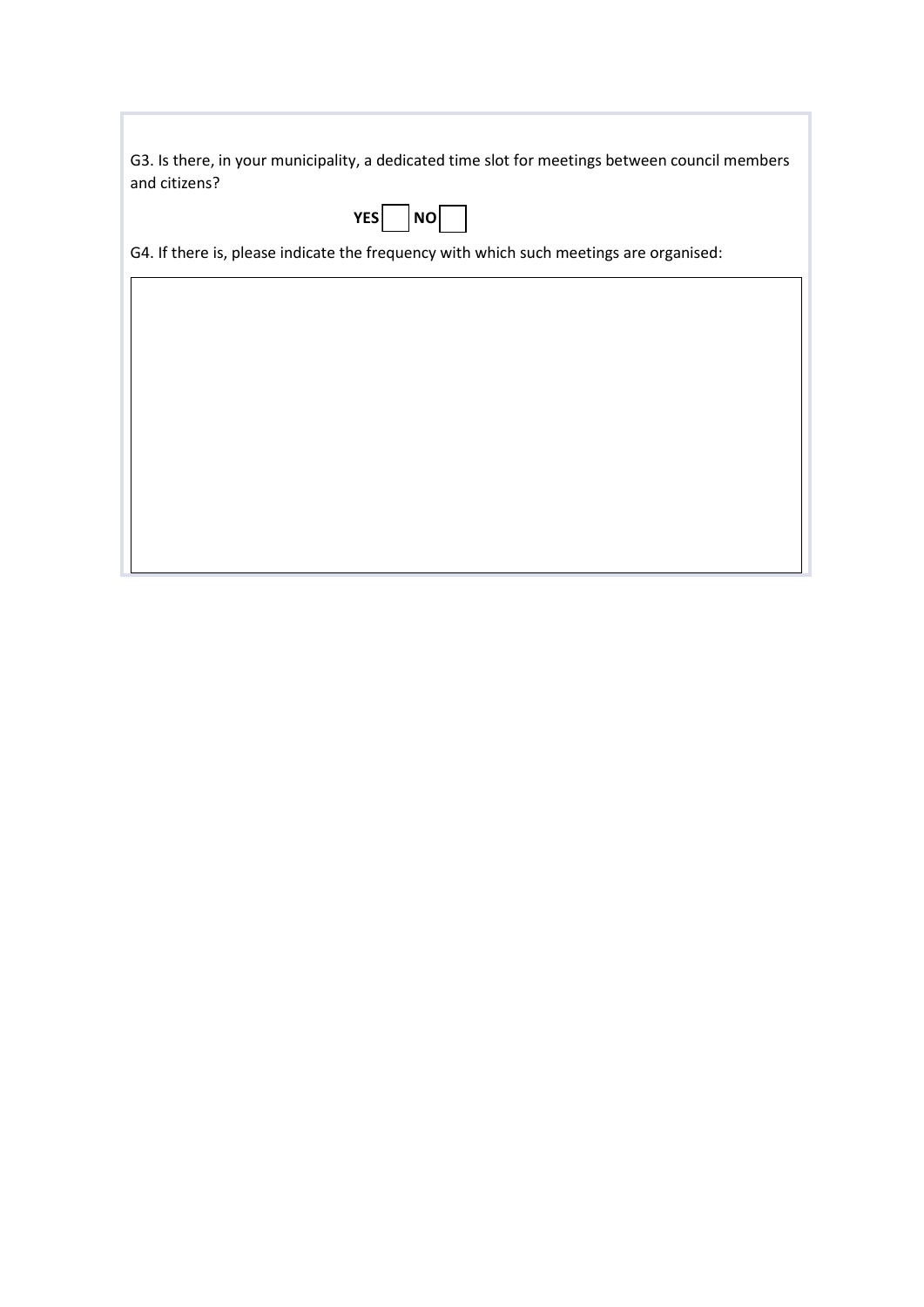G3. Is there, in your municipality, a dedicated time slot for meetings between council members and citizens?

**YES** ☐ **NO** ☐

G4. If there is, please indicate the frequency with which such meetings are organised:

| |
|---|
| |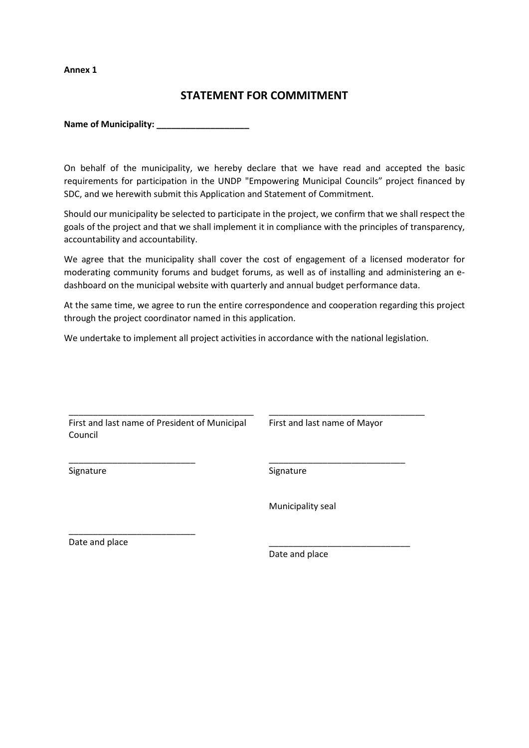**Annex 1**

## STATEMENT FOR COMMITMENT

**Name of Municipality: ___________________**

On behalf of the municipality, we hereby declare that we have read and accepted the basic requirements for participation in the UNDP "Empowering Municipal Councils" project financed by SDC, and we herewith submit this Application and Statement of Commitment.

Should our municipality be selected to participate in the project, we confirm that we shall respect the goals of the project and that we shall implement it in compliance with the principles of transparency, accountability and accountability.

We agree that the municipality shall cover the cost of engagement of a licensed moderator for moderating community forums and budget forums, as well as of installing and administering an e-dashboard on the municipal website with quarterly and annual budget performance data.

At the same time, we agree to run the entire correspondence and cooperation regarding this project through the project coordinator named in this application.

We undertake to implement all project activities in accordance with the national legislation.

_______________________________________
First and last name of President of Municipal Council

_______________________________________
First and last name of Mayor

___________________________
Signature

_____________________________
Signature

Municipality seal

___________________________
Date and place

______________________________
Date and place